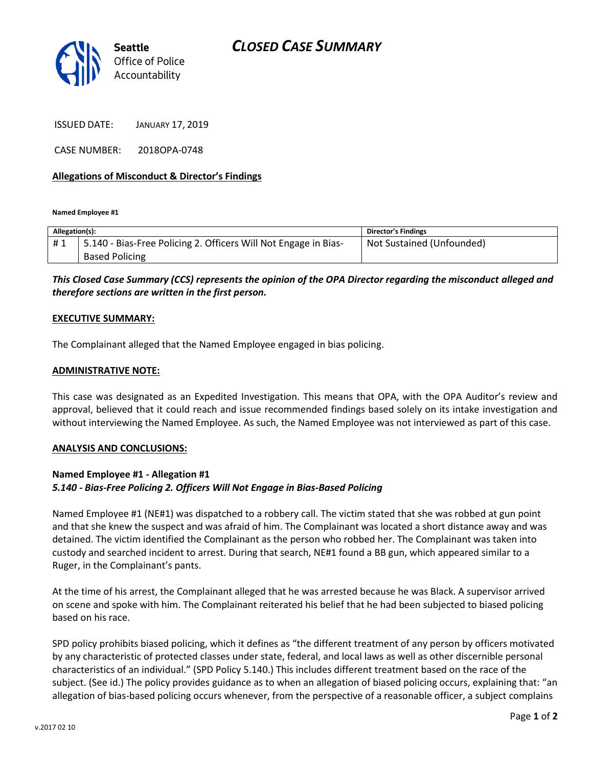# CLOSED CASE SUMMARY

Seattle Office of Police Accountability

ISSUED DATE: JANUARY 17, 2019

CASE NUMBER: 2018OPA-0748

**Allegations of Misconduct & Director's Findings**

**Named Employee #1**

| Allegation(s): | | Director's Findings |
|---|---|---|
| # 1 | 5.140 - Bias-Free Policing 2. Officers Will Not Engage in Bias-Based Policing | Not Sustained (Unfounded) |

***This Closed Case Summary (CCS) represents the opinion of the OPA Director regarding the misconduct alleged and therefore sections are written in the first person.***

**EXECUTIVE SUMMARY:**

The Complainant alleged that the Named Employee engaged in bias policing.

**ADMINISTRATIVE NOTE:**

This case was designated as an Expedited Investigation. This means that OPA, with the OPA Auditor's review and approval, believed that it could reach and issue recommended findings based solely on its intake investigation and without interviewing the Named Employee. As such, the Named Employee was not interviewed as part of this case.

**ANALYSIS AND CONCLUSIONS:**

**Named Employee #1 - Allegation #1**
***5.140 - Bias-Free Policing 2. Officers Will Not Engage in Bias-Based Policing***

Named Employee #1 (NE#1) was dispatched to a robbery call. The victim stated that she was robbed at gun point and that she knew the suspect and was afraid of him. The Complainant was located a short distance away and was detained. The victim identified the Complainant as the person who robbed her. The Complainant was taken into custody and searched incident to arrest. During that search, NE#1 found a BB gun, which appeared similar to a Ruger, in the Complainant's pants.

At the time of his arrest, the Complainant alleged that he was arrested because he was Black. A supervisor arrived on scene and spoke with him. The Complainant reiterated his belief that he had been subjected to biased policing based on his race.

SPD policy prohibits biased policing, which it defines as "the different treatment of any person by officers motivated by any characteristic of protected classes under state, federal, and local laws as well as other discernible personal characteristics of an individual." (SPD Policy 5.140.) This includes different treatment based on the race of the subject. (See id.) The policy provides guidance as to when an allegation of biased policing occurs, explaining that: "an allegation of bias-based policing occurs whenever, from the perspective of a reasonable officer, a subject complains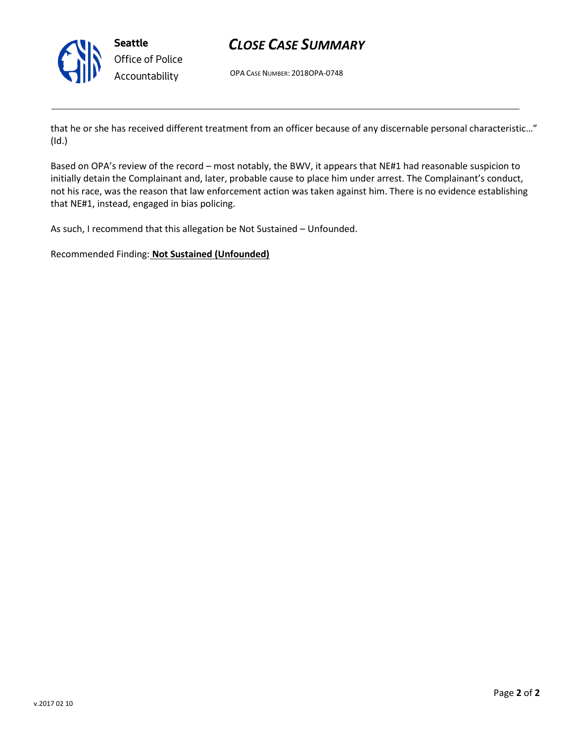that he or she has received different treatment from an officer because of any discernable personal characteristic…" (Id.)

Based on OPA's review of the record – most notably, the BWV, it appears that NE#1 had reasonable suspicion to initially detain the Complainant and, later, probable cause to place him under arrest. The Complainant's conduct, not his race, was the reason that law enforcement action was taken against him. There is no evidence establishing that NE#1, instead, engaged in bias policing.

As such, I recommend that this allegation be Not Sustained – Unfounded.

Recommended Finding: **Not Sustained (Unfounded)**